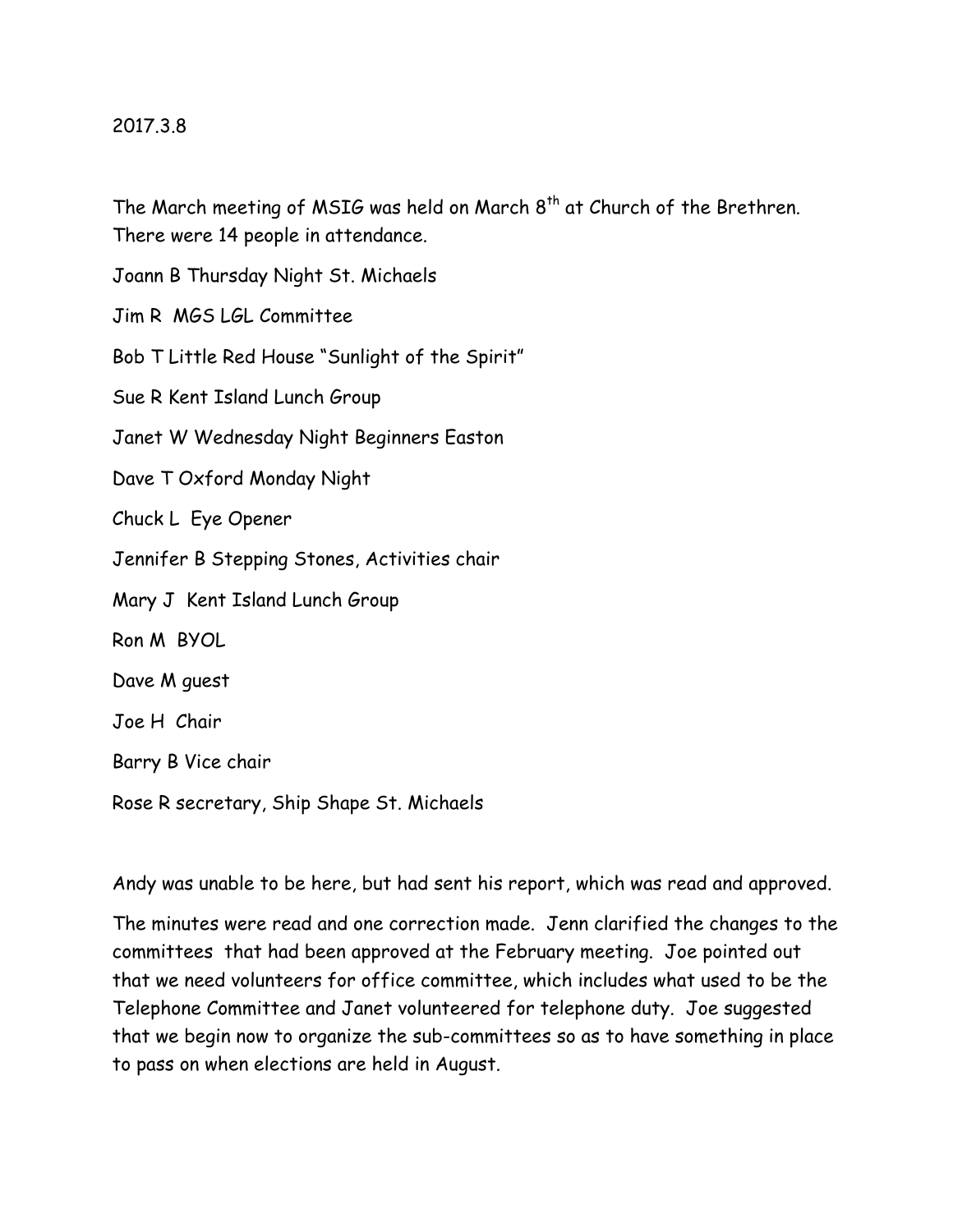2017.3.8

The March meeting of MSIG was held on March 8th at Church of the Brethren. There were 14 people in attendance.

Joann B Thursday Night St. Michaels

Jim R MGS LGL Committee

Bob T Little Red House "Sunlight of the Spirit"

Sue R Kent Island Lunch Group

Janet W Wednesday Night Beginners Easton

Dave T Oxford Monday Night

Chuck L Eye Opener

Jennifer B Stepping Stones, Activities chair

Mary J Kent Island Lunch Group

Ron M BYOL

Dave M guest

Joe H Chair

Barry B Vice chair

Rose R secretary, Ship Shape St. Michaels

Andy was unable to be here, but had sent his report, which was read and approved.

The minutes were read and one correction made. Jenn clarified the changes to the committees that had been approved at the February meeting. Joe pointed out that we need volunteers for office committee, which includes what used to be the Telephone Committee and Janet volunteered for telephone duty. Joe suggested that we begin now to organize the sub-committees so as to have something in place to pass on when elections are held in August.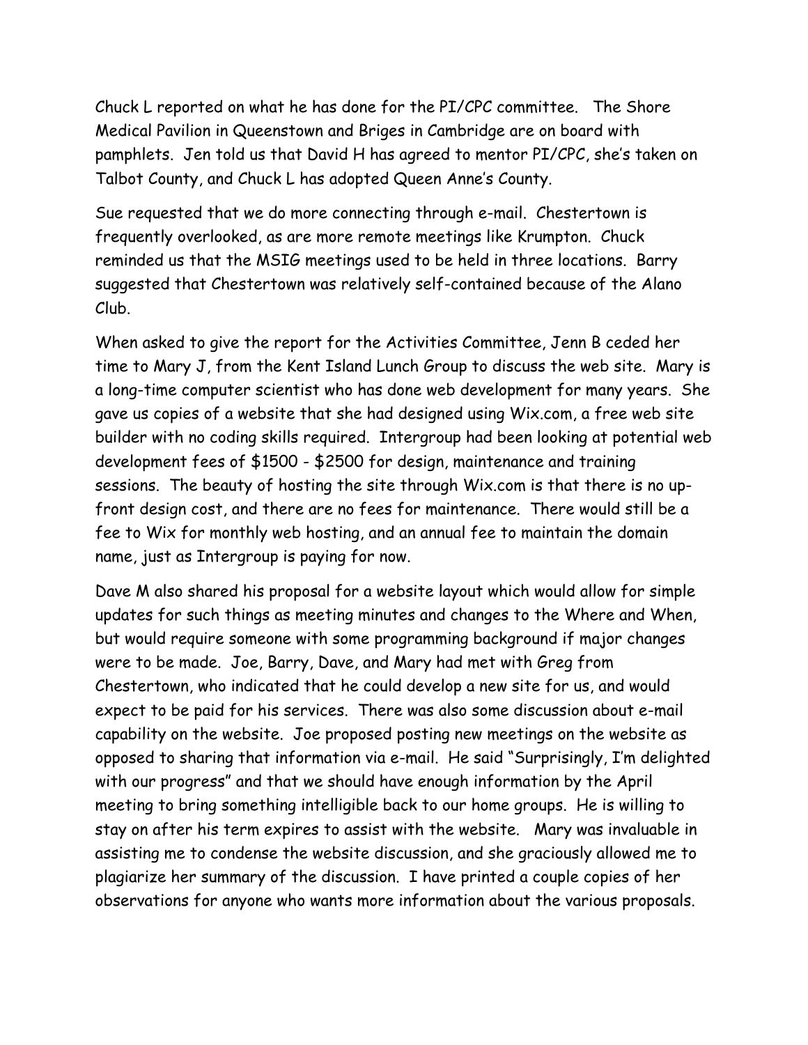Chuck L reported on what he has done for the PI/CPC committee. The Shore Medical Pavilion in Queenstown and Briges in Cambridge are on board with pamphlets. Jen told us that David H has agreed to mentor PI/CPC, she's taken on Talbot County, and Chuck L has adopted Queen Anne's County.

Sue requested that we do more connecting through e-mail. Chestertown is frequently overlooked, as are more remote meetings like Krumpton. Chuck reminded us that the MSIG meetings used to be held in three locations. Barry suggested that Chestertown was relatively self-contained because of the Alano Club.

When asked to give the report for the Activities Committee, Jenn B ceded her time to Mary J, from the Kent Island Lunch Group to discuss the web site. Mary is a long-time computer scientist who has done web development for many years. She gave us copies of a website that she had designed using Wix.com, a free web site builder with no coding skills required. Intergroup had been looking at potential web development fees of $1500 - $2500 for design, maintenance and training sessions. The beauty of hosting the site through Wix.com is that there is no up-front design cost, and there are no fees for maintenance. There would still be a fee to Wix for monthly web hosting, and an annual fee to maintain the domain name, just as Intergroup is paying for now.

Dave M also shared his proposal for a website layout which would allow for simple updates for such things as meeting minutes and changes to the Where and When, but would require someone with some programming background if major changes were to be made. Joe, Barry, Dave, and Mary had met with Greg from Chestertown, who indicated that he could develop a new site for us, and would expect to be paid for his services. There was also some discussion about e-mail capability on the website. Joe proposed posting new meetings on the website as opposed to sharing that information via e-mail. He said "Surprisingly, I'm delighted with our progress" and that we should have enough information by the April meeting to bring something intelligible back to our home groups. He is willing to stay on after his term expires to assist with the website. Mary was invaluable in assisting me to condense the website discussion, and she graciously allowed me to plagiarize her summary of the discussion. I have printed a couple copies of her observations for anyone who wants more information about the various proposals.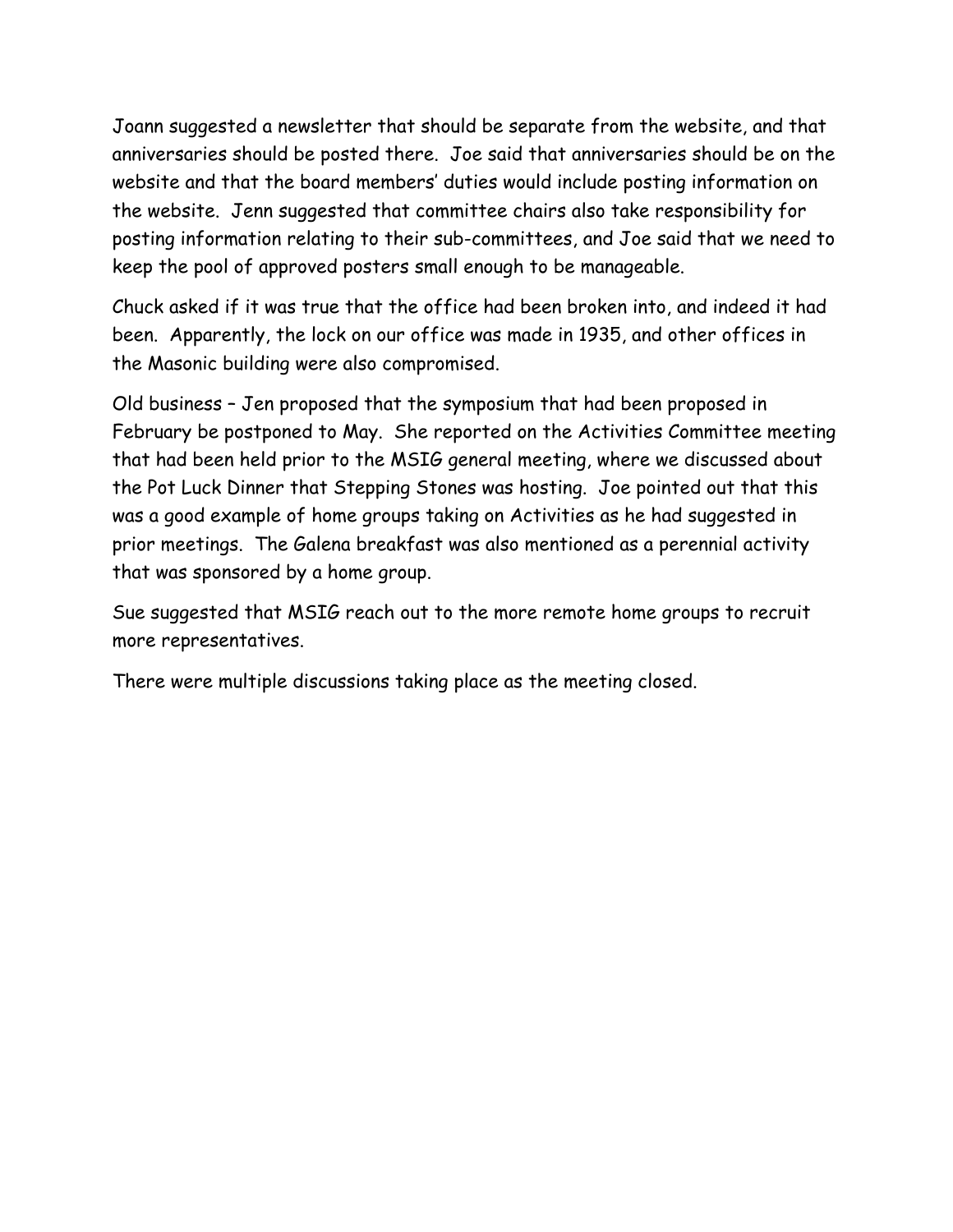Joann suggested a newsletter that should be separate from the website, and that anniversaries should be posted there. Joe said that anniversaries should be on the website and that the board members' duties would include posting information on the website. Jenn suggested that committee chairs also take responsibility for posting information relating to their sub-committees, and Joe said that we need to keep the pool of approved posters small enough to be manageable.

Chuck asked if it was true that the office had been broken into, and indeed it had been. Apparently, the lock on our office was made in 1935, and other offices in the Masonic building were also compromised.

Old business – Jen proposed that the symposium that had been proposed in February be postponed to May. She reported on the Activities Committee meeting that had been held prior to the MSIG general meeting, where we discussed about the Pot Luck Dinner that Stepping Stones was hosting. Joe pointed out that this was a good example of home groups taking on Activities as he had suggested in prior meetings. The Galena breakfast was also mentioned as a perennial activity that was sponsored by a home group.

Sue suggested that MSIG reach out to the more remote home groups to recruit more representatives.

There were multiple discussions taking place as the meeting closed.